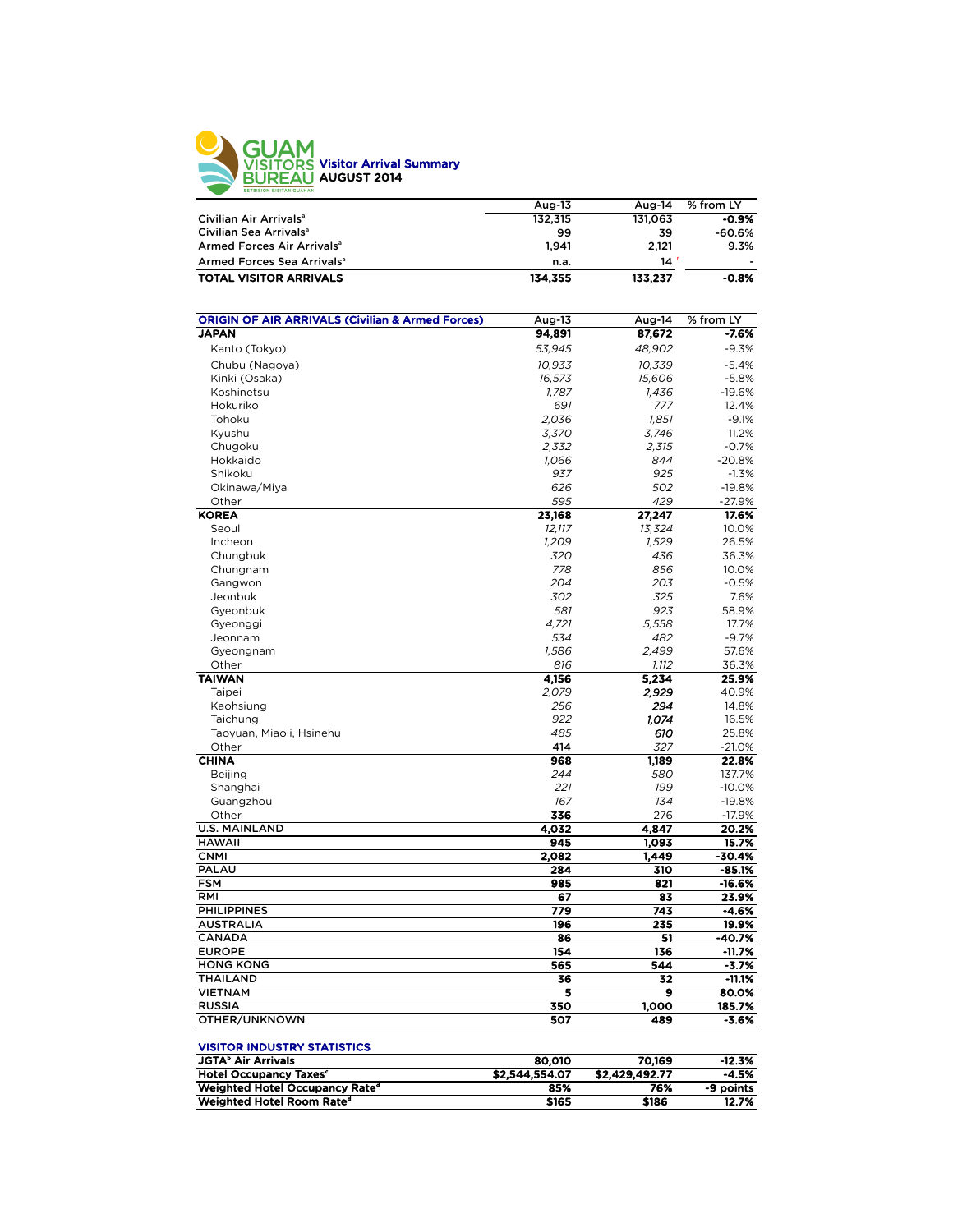# GUAM VISITORS BUREAU
SETBISION BISITAN GUÅHAN

## Visitor Arrival Summary
## AUGUST 2014

| | Aug-13 | Aug-14 | % from LY |
|---|---|---|---|
| Civilian Air Arrivals[a] | 132,315 | 131,063 | **-0.9%** |
| Civilian Sea Arrivals[a] | 99 | 39 | -60.6% |
| Armed Forces Air Arrivals[a] | 1,941 | 2,121 | 9.3% |
| Armed Forces Sea Arrivals[a] | n.a. | 14 [r] | - |
| **TOTAL VISITOR ARRIVALS** | **134,355** | **133,237** | **-0.8%** |

| ORIGIN OF AIR ARRIVALS (Civilian & Armed Forces) | Aug-13 | Aug-14 | % from LY |
|---|---|---|---|
| **JAPAN** | **94,891** | **87,672** | **-7.6%** |
| Kanto (Tokyo) | *53,945* | *48,902* | -9.3% |
| Chubu (Nagoya) | *10,933* | *10,339* | -5.4% |
| Kinki (Osaka) | *16,573* | *15,606* | -5.8% |
| Koshinetsu | *1,787* | *1,436* | -19.6% |
| Hokuriko | *691* | *777* | 12.4% |
| Tohoku | *2,036* | *1,851* | -9.1% |
| Kyushu | *3,370* | *3,746* | 11.2% |
| Chugoku | *2,332* | *2,315* | -0.7% |
| Hokkaido | *1,066* | *844* | -20.8% |
| Shikoku | *937* | *925* | -1.3% |
| Okinawa/Miya | *626* | *502* | -19.8% |
| Other | *595* | *429* | -27.9% |
| **KOREA** | **23,168** | **27,247** | **17.6%** |
| Seoul | *12,117* | *13,324* | 10.0% |
| Incheon | *1,209* | *1,529* | 26.5% |
| Chungbuk | *320* | *436* | 36.3% |
| Chungnam | *778* | *856* | 10.0% |
| Gangwon | *204* | *203* | -0.5% |
| Jeonbuk | *302* | *325* | 7.6% |
| Gyeonbuk | *581* | *923* | 58.9% |
| Gyeonggi | *4,721* | *5,558* | 17.7% |
| Jeonnam | *534* | *482* | -9.7% |
| Gyeongnam | *1,586* | *2,499* | 57.6% |
| Other | *816* | *1,112* | 36.3% |
| **TAIWAN** | **4,156** | **5,234** | **25.9%** |
| Taipei | *2,079* | ***2,929*** | 40.9% |
| Kaohsiung | *256* | ***294*** | 14.8% |
| Taichung | *922* | ***1,074*** | 16.5% |
| Taoyuan, Miaoli, Hsinehu | *485* | ***610*** | 25.8% |
| Other | **414** | *327* | -21.0% |
| **CHINA** | **968** | **1,189** | **22.8%** |
| Beijing | *244* | *580* | 137.7% |
| Shanghai | *221* | *199* | -10.0% |
| Guangzhou | *167* | *134* | -19.8% |
| Other | **336** | *276* | -17.9% |
| **U.S. MAINLAND** | **4,032** | **4,847** | **20.2%** |
| **HAWAII** | **945** | **1,093** | **15.7%** |
| **CNMI** | **2,082** | **1,449** | **-30.4%** |
| **PALAU** | **284** | **310** | **-85.1%** |
| **FSM** | **985** | **821** | **-16.6%** |
| **RMI** | **67** | **83** | **23.9%** |
| **PHILIPPINES** | **779** | **743** | **-4.6%** |
| **AUSTRALIA** | **196** | **235** | **19.9%** |
| **CANADA** | **86** | **51** | **-40.7%** |
| **EUROPE** | **154** | **136** | **-11.7%** |
| **HONG KONG** | **565** | **544** | **-3.7%** |
| **THAILAND** | **36** | **32** | **-11.1%** |
| **VIETNAM** | **5** | **9** | **80.0%** |
| **RUSSIA** | **350** | **1,000** | **185.7%** |
| **OTHER/UNKNOWN** | **507** | **489** | **-3.6%** |

| VISITOR INDUSTRY STATISTICS | | | |
|---|---|---|---|
| **JGTA[b] Air Arrivals** | **80,010** | **70,169** | **-12.3%** |
| **Hotel Occupancy Taxes[c]** | **$2,544,554.07** | **$2,429,492.77** | **-4.5%** |
| **Weighted Hotel Occupancy Rate[d]** | **85%** | **76%** | **-9 points** |
| **Weighted Hotel Room Rate[d]** | **$165** | **$186** | **12.7%** |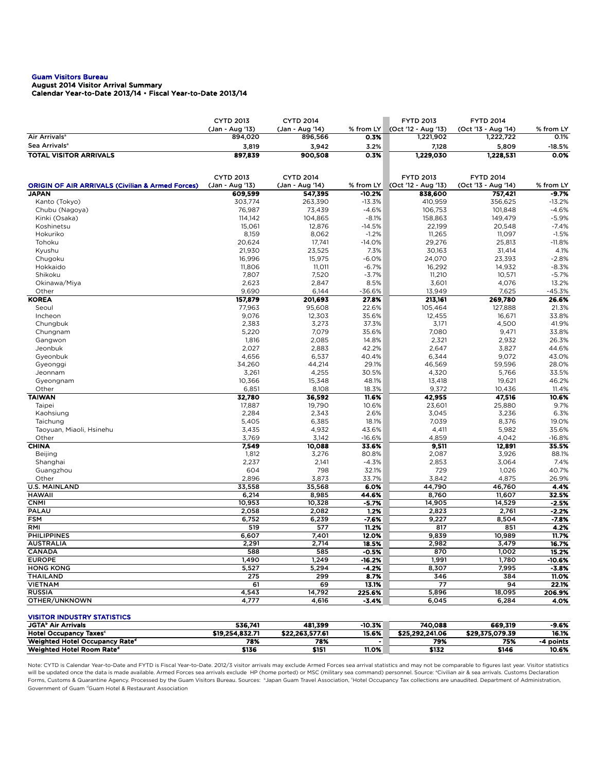**Guam Visitors Bureau**
**August 2014 Visitor Arrival Summary**
**Calendar Year-to-Date 2013/14 • Fiscal Year-to-Date 2013/14**

| | CYTD 2013 (Jan - Aug '13) | CYTD 2014 (Jan - Aug '14) | % from LY | FYTD 2013 (Oct '12 - Aug '13) | FYTD 2014 (Oct '13 - Aug '14) | % from LY |
|---|---|---|---|---|---|---|
| Air Arrivals[a] | 894,020 | 896,566 | 0.3% | 1,221,902 | 1,222,722 | 0.1% |
| Sea Arrivals[a] | 3,819 | 3,942 | 3.2% | 7,128 | 5,809 | -18.5% |
| **TOTAL VISITOR ARRIVALS** | **897,839** | **900,508** | **0.3%** | **1,229,030** | **1,228,531** | **0.0%** |

| ORIGIN OF AIR ARRIVALS (Civilian & Armed Forces) | CYTD 2013 (Jan - Aug '13) | CYTD 2014 (Jan - Aug '14) | % from LY | FYTD 2013 (Oct '12 - Aug '13) | FYTD 2014 (Oct '13 - Aug '14) | % from LY |
|---|---|---|---|---|---|---|
| **JAPAN** | **609,599** | **547,395** | **-10.2%** | **838,600** | **757,421** | **-9.7%** |
| Kanto (Tokyo) | 303,774 | 263,390 | -13.3% | 410,959 | 356,625 | -13.2% |
| Chubu (Nagoya) | 76,987 | 73,439 | -4.6% | 106,753 | 101,848 | -4.6% |
| Kinki (Osaka) | 114,142 | 104,865 | -8.1% | 158,863 | 149,479 | -5.9% |
| Koshinetsu | 15,061 | 12,876 | -14.5% | 22,199 | 20,548 | -7.4% |
| Hokuriko | 8,159 | 8,062 | -1.2% | 11,265 | 11,097 | -1.5% |
| Tohoku | 20,624 | 17,741 | -14.0% | 29,276 | 25,813 | -11.8% |
| Kyushu | 21,930 | 23,525 | 7.3% | 30,163 | 31,414 | 4.1% |
| Chugoku | 16,996 | 15,975 | -6.0% | 24,070 | 23,393 | -2.8% |
| Hokkaido | 11,806 | 11,011 | -6.7% | 16,292 | 14,932 | -8.3% |
| Shikoku | 7,807 | 7,520 | -3.7% | 11,210 | 10,571 | -5.7% |
| Okinawa/Miya | 2,623 | 2,847 | 8.5% | 3,601 | 4,076 | 13.2% |
| Other | 9,690 | 6,144 | -36.6% | 13,949 | 7,625 | -45.3% |
| **KOREA** | **157,879** | **201,693** | **27.8%** | **213,161** | **269,780** | **26.6%** |
| Seoul | 77,963 | 95,608 | 22.6% | 105,464 | 127,888 | 21.3% |
| Incheon | 9,076 | 12,303 | 35.6% | 12,455 | 16,671 | 33.8% |
| Chungbuk | 2,383 | 3,273 | 37.3% | 3,171 | 4,500 | 41.9% |
| Chungnam | 5,220 | 7,079 | 35.6% | 7,080 | 9,471 | 33.8% |
| Gangwon | 1,816 | 2,085 | 14.8% | 2,321 | 2,932 | 26.3% |
| Jeonbuk | 2,027 | 2,883 | 42.2% | 2,647 | 3,827 | 44.6% |
| Gyeonbuk | 4,656 | 6,537 | 40.4% | 6,344 | 9,072 | 43.0% |
| Gyeonggi | 34,260 | 44,214 | 29.1% | 46,569 | 59,596 | 28.0% |
| Jeonnam | 3,261 | 4,255 | 30.5% | 4,320 | 5,766 | 33.5% |
| Gyeongnam | 10,366 | 15,348 | 48.1% | 13,418 | 19,621 | 46.2% |
| Other | 6,851 | 8,108 | 18.3% | 9,372 | 10,436 | 11.4% |
| **TAIWAN** | **32,780** | **36,592** | **11.6%** | **42,955** | **47,516** | **10.6%** |
| Taipei | 17,887 | 19,790 | 10.6% | 23,601 | 25,880 | 9.7% |
| Kaohsiung | 2,284 | 2,343 | 2.6% | 3,045 | 3,236 | 6.3% |
| Taichung | 5,405 | 6,385 | 18.1% | 7,039 | 8,376 | 19.0% |
| Taoyuan, Miaoli, Hsinehu | 3,435 | 4,932 | 43.6% | 4,411 | 5,982 | 35.6% |
| Other | 3,769 | 3,142 | -16.6% | 4,859 | 4,042 | -16.8% |
| **CHINA** | **7,549** | **10,088** | **33.6%** | **9,511** | **12,891** | **35.5%** |
| Beijing | 1,812 | 3,276 | 80.8% | 2,087 | 3,926 | 88.1% |
| Shanghai | 2,237 | 2,141 | -4.3% | 2,853 | 3,064 | 7.4% |
| Guangzhou | 604 | 798 | 32.1% | 729 | 1,026 | 40.7% |
| Other | 2,896 | 3,873 | 33.7% | 3,842 | 4,875 | 26.9% |
| **U.S. MAINLAND** | **33,558** | **35,568** | **6.0%** | **44,790** | **46,760** | **4.4%** |
| **HAWAII** | **6,214** | **8,985** | **44.6%** | **8,760** | **11,607** | **32.5%** |
| **CNMI** | **10,953** | **10,328** | **-5.7%** | **14,905** | **14,529** | **-2.5%** |
| **PALAU** | **2,058** | **2,082** | **1.2%** | **2,823** | **2,761** | **-2.2%** |
| **FSM** | **6,752** | **6,239** | **-7.6%** | **9,227** | **8,504** | **-7.8%** |
| **RMI** | **519** | **577** | **11.2%** | **817** | **851** | **4.2%** |
| **PHILIPPINES** | **6,607** | **7,401** | **12.0%** | **9,839** | **10,989** | **11.7%** |
| **AUSTRALIA** | **2,291** | **2,714** | **18.5%** | **2,982** | **3,479** | **16.7%** |
| **CANADA** | **588** | **585** | **-0.5%** | **870** | **1,002** | **15.2%** |
| **EUROPE** | **1,490** | **1,249** | **-16.2%** | **1,991** | **1,780** | **-10.6%** |
| **HONG KONG** | **5,527** | **5,294** | **-4.2%** | **8,307** | **7,995** | **-3.8%** |
| **THAILAND** | **275** | **299** | **8.7%** | **346** | **384** | **11.0%** |
| **VIETNAM** | **61** | **69** | **13.1%** | **77** | **94** | **22.1%** |
| **RUSSIA** | **4,543** | **14,792** | **225.6%** | **5,896** | **18,095** | **206.9%** |
| **OTHER/UNKNOWN** | **4,777** | **4,616** | **-3.4%** | **6,045** | **6,284** | **4.0%** |

| VISITOR INDUSTRY STATISTICS | CYTD 2013 (Jan - Aug '13) | CYTD 2014 (Jan - Aug '14) | % from LY | FYTD 2013 (Oct '12 - Aug '13) | FYTD 2014 (Oct '13 - Aug '14) | % from LY |
|---|---|---|---|---|---|---|
| **JGTA[b] Air Arrivals** | **536,741** | **481,399** | **-10.3%** | **740,088** | **669,319** | **-9.6%** |
| **Hotel Occupancy Taxes[c]** | **$19,254,832.71** | **$22,263,577.61** | **15.6%** | **$25,292,241.06** | **$29,375,079.39** | **16.1%** |
| **Weighted Hotel Occupancy Rate[d]** | **78%** | **78%** | **-** | **79%** | **75%** | **-4 points** |
| **Weighted Hotel Room Rate[d]** | **$136** | **$151** | **11.0%** | **$132** | **$146** | **10.6%** |

Note: CYTD is Calendar Year-to-Date and FYTD is Fiscal Year-to-Date. 2012/3 visitor arrivals may exclude Armed Forces sea arrival statistics and may not be comparable to figures last year. Visitor statistics will be updated once the data is made available. Armed Forces sea arrivals exclude HP (home ported) or MSC (military sea command) personnel. Source: [a]Civilian air & sea arrivals. Customs Declaration Forms, Customs & Quarantine Agency. Processed by the Guam Visitors Bureau. Sources: [b]Japan Guam Travel Association, [c]Hotel Occupancy Tax collections are unaudited. Department of Administration, Government of Guam [d]Guam Hotel & Restaurant Association